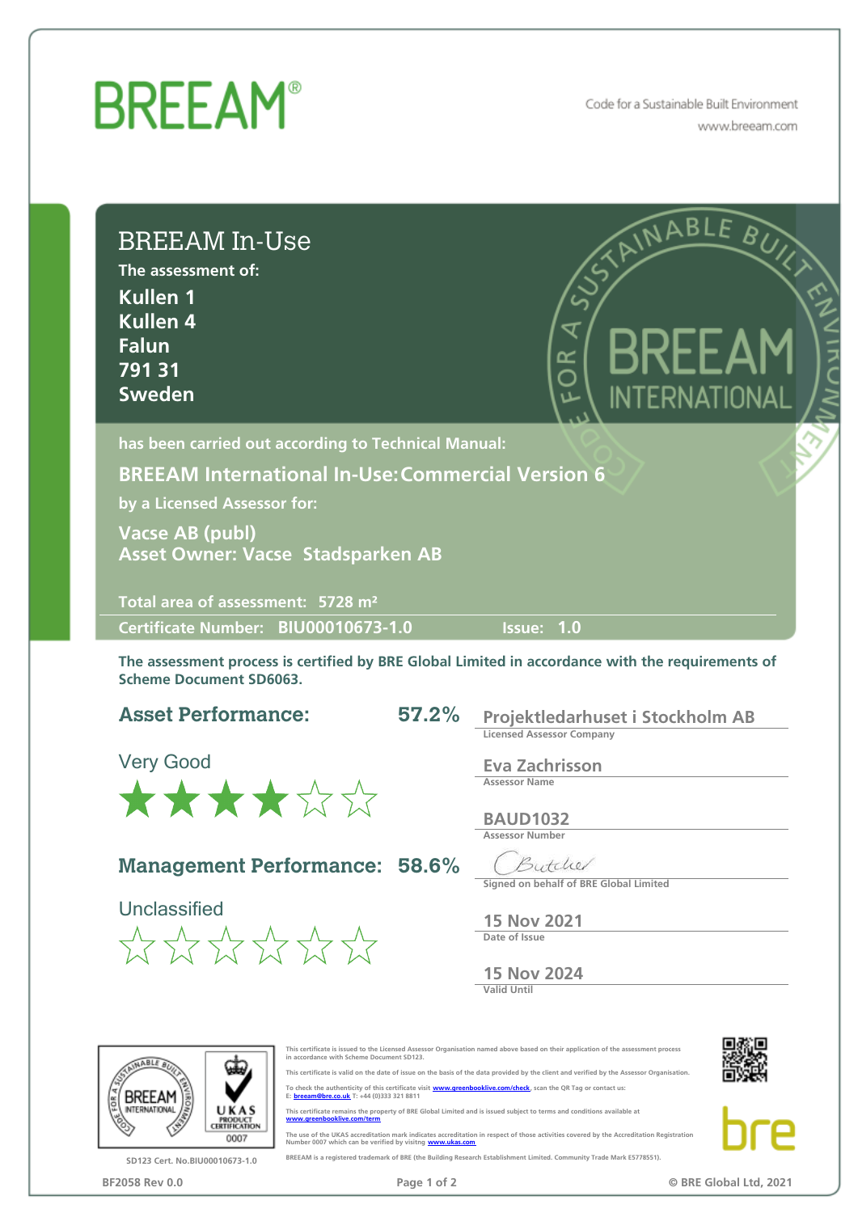# BREEAM®

Code for a Sustainable Built Environment
www.breeam.com

## BREEAM In-Use

**The assessment of:**

**Kullen 1**
**Kullen 4**
**Falun**
**791 31**
**Sweden**

**has been carried out according to Technical Manual:**

**BREEAM International In-Use: Commercial Version 6**

**by a Licensed Assessor for:**

**Vacse AB (publ)**
**Asset Owner: Vacse Stadsparken AB**

**Total area of assessment:** 5728 m²

**Certificate Number:** BIU00010673-1.0 **Issue:** 1.0

**The assessment process is certified by BRE Global Limited in accordance with the requirements of Scheme Document SD6063.**

### Asset Performance: 57.2%

Very Good

★★★★☆☆

### Management Performance: 58.6%

Unclassified

☆☆☆☆☆☆

**Projektledarhuset i Stockholm AB**
Licensed Assessor Company

**Eva Zachrisson**
Assessor Name

**BAUD1032**
Assessor Number

Butcher
Signed on behalf of BRE Global Limited

**15 Nov 2021**
Date of Issue

**15 Nov 2024**
Valid Until

This certificate is issued to the Licensed Assessor Organisation named above based on their application of the assessment process in accordance with Scheme Document SD123.

This certificate is valid on the date of issue on the basis of the data provided by the client and verified by the Assessor Organisation.

To check the authenticity of this certificate visit www.greenbooklive.com/check, scan the QR Tag or contact us:
E: breeam@bre.co.uk T: +44 (0)333 321 8811

This certificate remains the property of BRE Global Limited and is issued subject to terms and conditions available at www.greenbooklive.com/term

The use of the UKAS accreditation mark indicates accreditation in respect of those activities covered by the Accreditation Registration Number 0007 which can be verified by visiting www.ukas.com

BREEAM is a registered trademark of BRE (the Building Research Establishment Limited. Community Trade Mark E5778551).

SD123 Cert. No.BIU00010673-1.0

BF2058 Rev 0.0

© BRE Global Ltd, 2021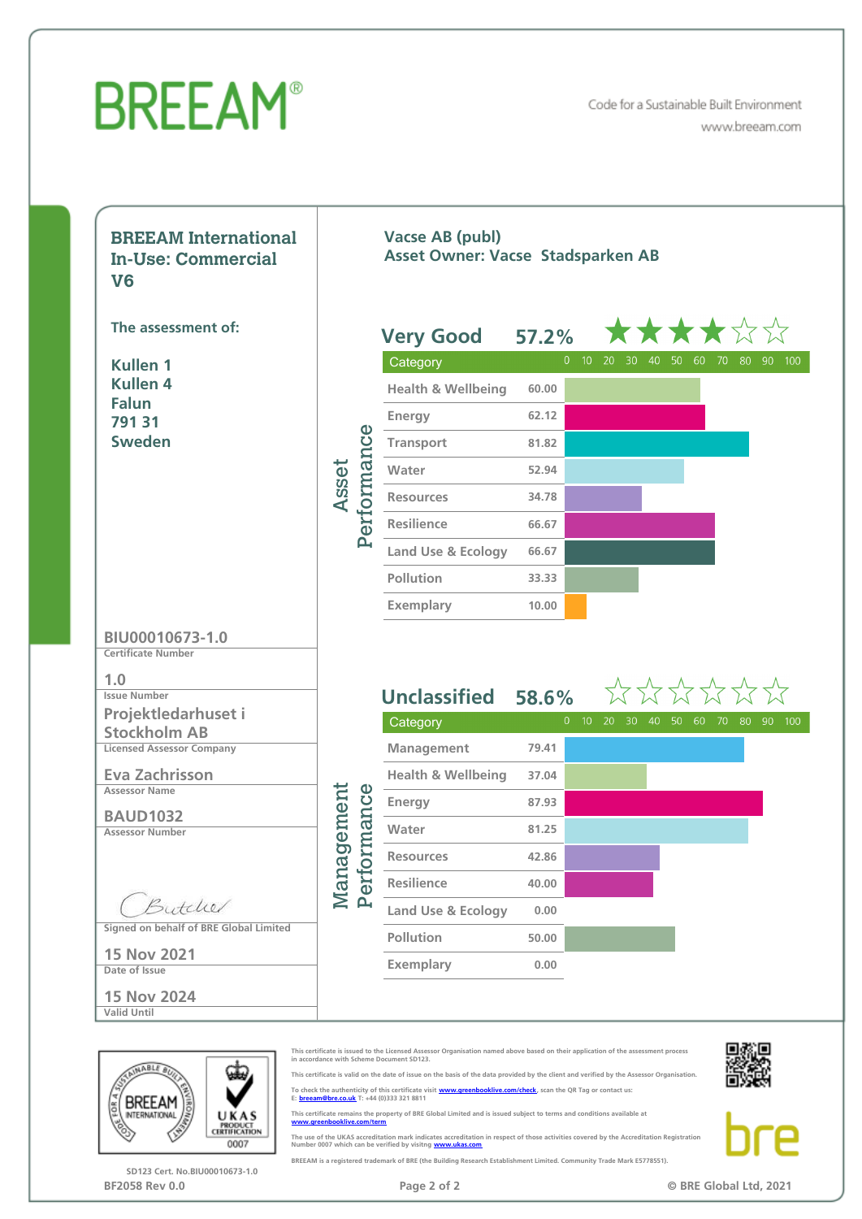# BREEAM®

Code for a Sustainable Built Environment
www.breeam.com

## BREEAM International In-Use: Commercial V6

The assessment of:

**Kullen 1**
**Kullen 4**
**Falun**
**791 31**
**Sweden**

**Vacse AB (publ)**
**Asset Owner: Vacse Stadsparken AB**

## Asset Performance

**Very Good 57.2%**

Category
0 10 20 30 40 50 60 70 80 90 100

Health & Wellbeing 60.00
Energy 62.12
Transport 81.82
Water 52.94
Resources 34.78
Resilience 66.67
Land Use & Ecology 66.67
Pollution 33.33
Exemplary 10.00

## Management Performance

**Unclassified 58.6%**

Category
0 10 20 30 40 50 60 70 80 90 100

Management 79.41
Health & Wellbeing 37.04
Energy 87.93
Water 81.25
Resources 42.86
Resilience 40.00
Land Use & Ecology 0.00
Pollution 50.00
Exemplary 0.00

| | |
|---|---|
| BIU00010673-1.0 | Certificate Number |
| 1.0 | Issue Number |
| Projektledarhuset i Stockholm AB | Licensed Assessor Company |
| Eva Zachrisson | Assessor Name |
| BAUD1032 | Assessor Number |
| *Butcher* | Signed on behalf of BRE Global Limited |
| 15 Nov 2021 | Date of Issue |
| 15 Nov 2024 | Valid Until |

This certificate is issued to the Licensed Assessor Organisation named above based on their application of the assessment process in accordance with Scheme Document SD123.

This certificate is valid on the date of issue on the basis of the data provided by the client and verified by the Assessor Organisation.

To check the authenticity of this certificate visit www.greenbooklive.com/check, scan the QR Tag or contact us:
E: breeam@bre.co.uk T: +44 (0)333 321 8811

This certificate remains the property of BRE Global Limited and is issued subject to terms and conditions available at www.greenbooklive.com/term

The use of the UKAS accreditation mark indicates accreditation in respect of those activities covered by the Accreditation Registration Number 0007 which can be verified by visitng www.ukas.com

BREEAM is a registered trademark of BRE (the Building Research Establishment Limited. Community Trade Mark E5778551).

SD123 Cert. No.BIU00010673-1.0
BF2058 Rev 0.0

© BRE Global Ltd, 2021